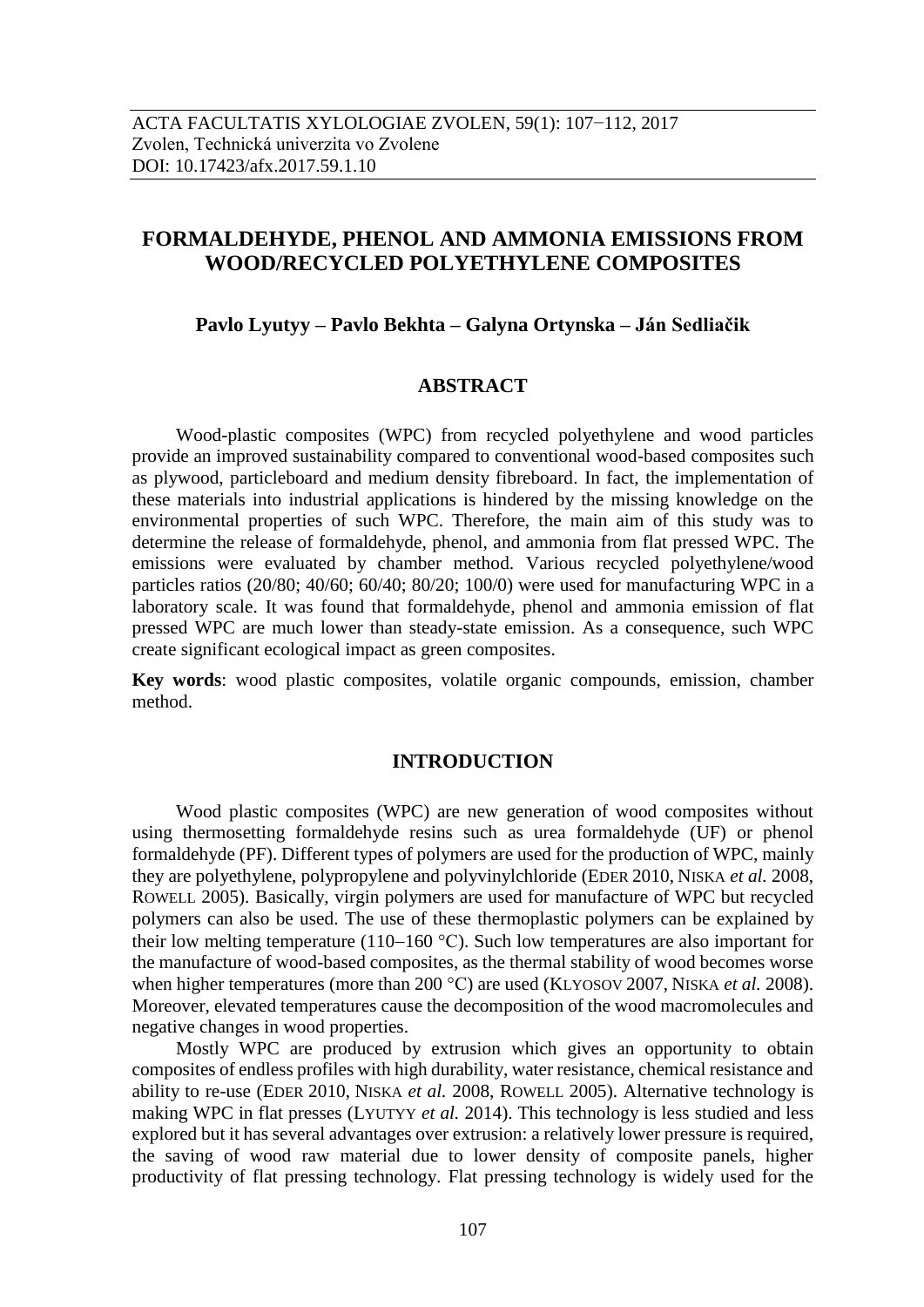# FORMALDEHYDE, PHENOL AND AMMONIA EMISSIONS FROM WOOD/RECYCLED POLYETHYLENE COMPOSITES

**Pavlo Lyutyy – Pavlo Bekhta – Galyna Ortynska – Ján Sedliačik**

## ABSTRACT

Wood-plastic composites (WPC) from recycled polyethylene and wood particles provide an improved sustainability compared to conventional wood-based composites such as plywood, particleboard and medium density fibreboard. In fact, the implementation of these materials into industrial applications is hindered by the missing knowledge on the environmental properties of such WPC. Therefore, the main aim of this study was to determine the release of formaldehyde, phenol, and ammonia from flat pressed WPC. The emissions were evaluated by chamber method. Various recycled polyethylene/wood particles ratios (20/80; 40/60; 60/40; 80/20; 100/0) were used for manufacturing WPC in a laboratory scale. It was found that formaldehyde, phenol and ammonia emission of flat pressed WPC are much lower than steady-state emission. As a consequence, such WPC create significant ecological impact as green composites.

**Key words**: wood plastic composites, volatile organic compounds, emission, chamber method.

## INTRODUCTION

Wood plastic composites (WPC) are new generation of wood composites without using thermosetting formaldehyde resins such as urea formaldehyde (UF) or phenol formaldehyde (PF). Different types of polymers are used for the production of WPC, mainly they are polyethylene, polypropylene and polyvinylchloride (EDER 2010, NISKA *et al.* 2008, ROWELL 2005). Basically, virgin polymers are used for manufacture of WPC but recycled polymers can also be used. The use of these thermoplastic polymers can be explained by their low melting temperature (110–160 °C). Such low temperatures are also important for the manufacture of wood-based composites, as the thermal stability of wood becomes worse when higher temperatures (more than 200 °C) are used (KLYOSOV 2007, NISKA *et al.* 2008). Moreover, elevated temperatures cause the decomposition of the wood macromolecules and negative changes in wood properties.

Mostly WPC are produced by extrusion which gives an opportunity to obtain composites of endless profiles with high durability, water resistance, chemical resistance and ability to re-use (EDER 2010, NISKA *et al.* 2008, ROWELL 2005). Alternative technology is making WPC in flat presses (LYUTYY *et al.* 2014). This technology is less studied and less explored but it has several advantages over extrusion: a relatively lower pressure is required, the saving of wood raw material due to lower density of composite panels, higher productivity of flat pressing technology. Flat pressing technology is widely used for the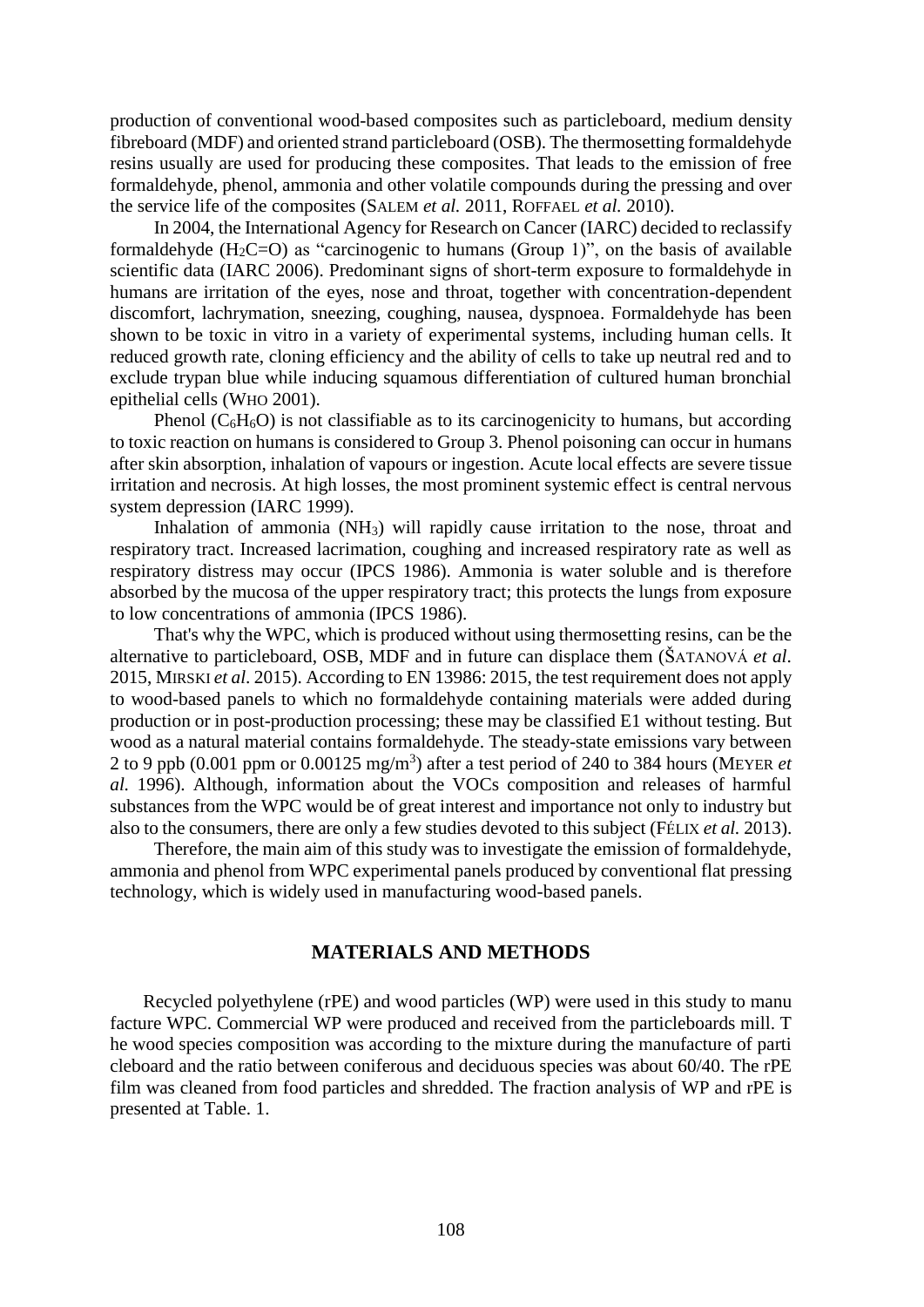production of conventional wood-based composites such as particleboard, medium density fibreboard (MDF) and oriented strand particleboard (OSB). The thermosetting formaldehyde resins usually are used for producing these composites. That leads to the emission of free formaldehyde, phenol, ammonia and other volatile compounds during the pressing and over the service life of the composites (SALEM *et al.* 2011, ROFFAEL *et al.* 2010).

In 2004, the International Agency for Research on Cancer (IARC) decided to reclassify formaldehyde ($H_2C{=}O$) as "carcinogenic to humans (Group 1)", on the basis of available scientific data (IARC 2006). Predominant signs of short-term exposure to formaldehyde in humans are irritation of the eyes, nose and throat, together with concentration-dependent discomfort, lachrymation, sneezing, coughing, nausea, dyspnoea. Formaldehyde has been shown to be toxic in vitro in a variety of experimental systems, including human cells. It reduced growth rate, cloning efficiency and the ability of cells to take up neutral red and to exclude trypan blue while inducing squamous differentiation of cultured human bronchial epithelial cells (WHO 2001).

Phenol ($C_6H_6O$) is not classifiable as to its carcinogenicity to humans, but according to toxic reaction on humans is considered to Group 3. Phenol poisoning can occur in humans after skin absorption, inhalation of vapours or ingestion. Acute local effects are severe tissue irritation and necrosis. At high losses, the most prominent systemic effect is central nervous system depression (IARC 1999).

Inhalation of ammonia ($NH_3$) will rapidly cause irritation to the nose, throat and respiratory tract. Increased lacrimation, coughing and increased respiratory rate as well as respiratory distress may occur (IPCS 1986). Ammonia is water soluble and is therefore absorbed by the mucosa of the upper respiratory tract; this protects the lungs from exposure to low concentrations of ammonia (IPCS 1986).

That's why the WPC, which is produced without using thermosetting resins, can be the alternative to particleboard, OSB, MDF and in future can displace them (ŠATANOVÁ *et al*. 2015, MIRSKI *et al*. 2015). According to EN 13986: 2015, the test requirement does not apply to wood-based panels to which no formaldehyde containing materials were added during production or in post-production processing; these may be classified E1 without testing. But wood as a natural material contains formaldehyde. The steady-state emissions vary between 2 to 9 ppb (0.001 ppm or 0.00125 mg/m$^3$) after a test period of 240 to 384 hours (MEYER *et al.* 1996). Although, information about the VOCs composition and releases of harmful substances from the WPC would be of great interest and importance not only to industry but also to the consumers, there are only a few studies devoted to this subject (FÉLIX *et al.* 2013).

Therefore, the main aim of this study was to investigate the emission of formaldehyde, ammonia and phenol from WPC experimental panels produced by conventional flat pressing technology, which is widely used in manufacturing wood-based panels.

## MATERIALS AND METHODS

Recycled polyethylene (rPE) and wood particles (WP) were used in this study to manu facture WPC. Commercial WP were produced and received from the particleboards mill. T he wood species composition was according to the mixture during the manufacture of parti cleboard and the ratio between coniferous and deciduous species was about 60/40. The rPE film was cleaned from food particles and shredded. The fraction analysis of WP and rPE is presented at Table. 1.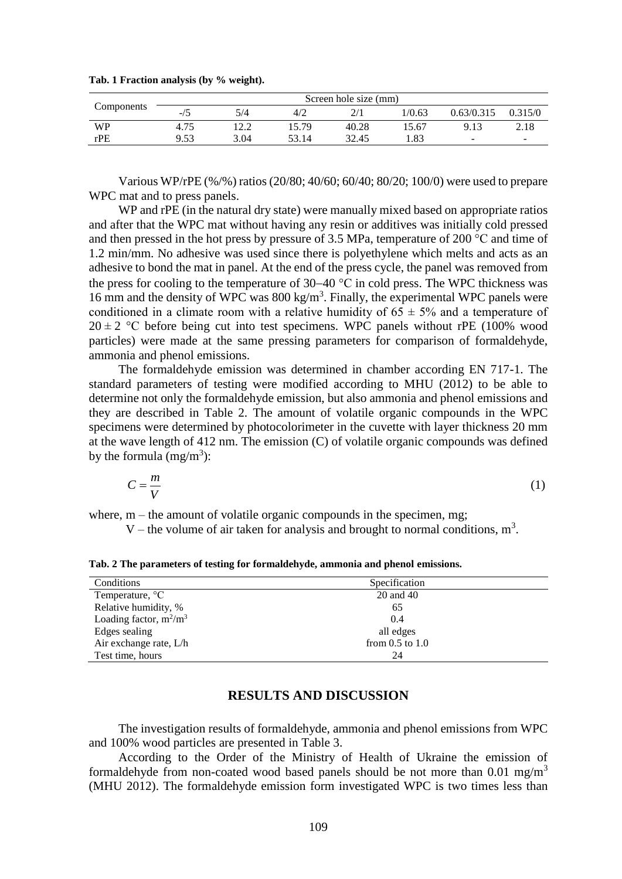**Tab. 1 Fraction analysis (by % weight).**

| Components | Screen hole size (mm) | | | | | | |
|---|---|---|---|---|---|---|---|
| | -/5 | 5/4 | 4/2 | 2/1 | 1/0.63 | 0.63/0.315 | 0.315/0 |
| WP | 4.75 | 12.2 | 15.79 | 40.28 | 15.67 | 9.13 | 2.18 |
| rPE | 9.53 | 3.04 | 53.14 | 32.45 | 1.83 | - | - |

Various WP/rPE (%/%) ratios (20/80; 40/60; 60/40; 80/20; 100/0) were used to prepare WPC mat and to press panels.

WP and rPE (in the natural dry state) were manually mixed based on appropriate ratios and after that the WPC mat without having any resin or additives was initially cold pressed and then pressed in the hot press by pressure of 3.5 MPa, temperature of 200 °C and time of 1.2 min/mm. No adhesive was used since there is polyethylene which melts and acts as an adhesive to bond the mat in panel. At the end of the press cycle, the panel was removed from the press for cooling to the temperature of 30–40 °C in cold press. The WPC thickness was 16 mm and the density of WPC was 800 kg/m$^3$. Finally, the experimental WPC panels were conditioned in a climate room with a relative humidity of 65 ± 5% and a temperature of 20 ± 2 °C before being cut into test specimens. WPC panels without rPE (100% wood particles) were made at the same pressing parameters for comparison of formaldehyde, ammonia and phenol emissions.

The formaldehyde emission was determined in chamber according EN 717-1. The standard parameters of testing were modified according to MHU (2012) to be able to determine not only the formaldehyde emission, but also ammonia and phenol emissions and they are described in Table 2. The amount of volatile organic compounds in the WPC specimens were determined by photocolorimeter in the cuvette with layer thickness 20 mm at the wave length of 412 nm. The emission (C) of volatile organic compounds was defined by the formula (mg/m$^3$):

$$C = \frac{m}{V} \tag{1}$$

where, m – the amount of volatile organic compounds in the specimen, mg;

V – the volume of air taken for analysis and brought to normal conditions, m$^3$.

**Tab. 2 The parameters of testing for formaldehyde, ammonia and phenol emissions.**

| Conditions | Specification |
|---|---|
| Temperature, °C | 20 and 40 |
| Relative humidity, % | 65 |
| Loading factor, m$^2$/m$^3$ | 0.4 |
| Edges sealing | all edges |
| Air exchange rate, L/h | from 0.5 to 1.0 |
| Test time, hours | 24 |

## RESULTS AND DISCUSSION

The investigation results of formaldehyde, ammonia and phenol emissions from WPC and 100% wood particles are presented in Table 3.

According to the Order of the Ministry of Health of Ukraine the emission of formaldehyde from non-coated wood based panels should be not more than 0.01 mg/m$^3$ (MHU 2012). The formaldehyde emission form investigated WPC is two times less than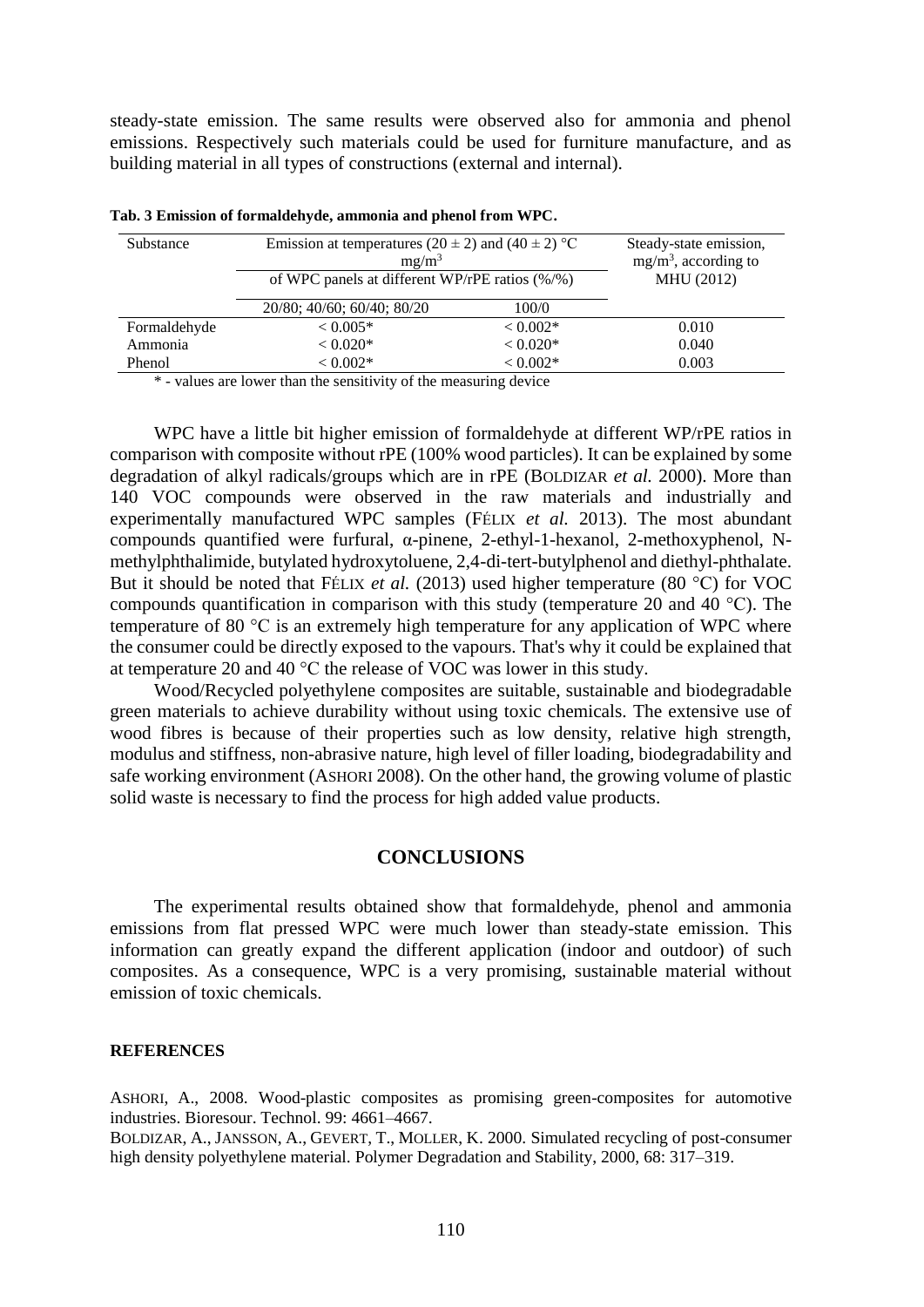steady-state emission. The same results were observed also for ammonia and phenol emissions. Respectively such materials could be used for furniture manufacture, and as building material in all types of constructions (external and internal).

**Tab. 3 Emission of formaldehyde, ammonia and phenol from WPC.**

| Substance | Emission at temperatures (20 ± 2) and (40 ± 2) °C $mg/m^3$ of WPC panels at different WP/rPE ratios (%/%) | | Steady-state emission, $mg/m^3$, according to MHU (2012) |
|---|---|---|---|
| | 20/80; 40/60; 60/40; 80/20 | 100/0 | |
| Formaldehyde | < 0.005* | < 0.002* | 0.010 |
| Ammonia | < 0.020* | < 0.020* | 0.040 |
| Phenol | < 0.002* | < 0.002* | 0.003 |

\* - values are lower than the sensitivity of the measuring device

WPC have a little bit higher emission of formaldehyde at different WP/rPE ratios in comparison with composite without rPE (100% wood particles). It can be explained by some degradation of alkyl radicals/groups which are in rPE (BOLDIZAR *et al.* 2000). More than 140 VOC compounds were observed in the raw materials and industrially and experimentally manufactured WPC samples (FÉLIX *et al.* 2013). The most abundant compounds quantified were furfural, α-pinene, 2-ethyl-1-hexanol, 2-methoxyphenol, N-methylphthalimide, butylated hydroxytoluene, 2,4-di-tert-butylphenol and diethyl-phthalate. But it should be noted that FÉLIX *et al.* (2013) used higher temperature (80 °C) for VOC compounds quantification in comparison with this study (temperature 20 and 40 °C). The temperature of 80 °C is an extremely high temperature for any application of WPC where the consumer could be directly exposed to the vapours. That's why it could be explained that at temperature 20 and 40 °C the release of VOC was lower in this study.

Wood/Recycled polyethylene composites are suitable, sustainable and biodegradable green materials to achieve durability without using toxic chemicals. The extensive use of wood fibres is because of their properties such as low density, relative high strength, modulus and stiffness, non-abrasive nature, high level of filler loading, biodegradability and safe working environment (ASHORI 2008). On the other hand, the growing volume of plastic solid waste is necessary to find the process for high added value products.

## CONCLUSIONS

The experimental results obtained show that formaldehyde, phenol and ammonia emissions from flat pressed WPC were much lower than steady-state emission. This information can greatly expand the different application (indoor and outdoor) of such composites. As a consequence, WPC is a very promising, sustainable material without emission of toxic chemicals.

**REFERENCES**

ASHORI, A., 2008. Wood-plastic composites as promising green-composites for automotive industries. Bioresour. Technol. 99: 4661–4667.

BOLDIZAR, A., JANSSON, A., GEVERT, T., MOLLER, K. 2000. Simulated recycling of post-consumer high density polyethylene material. Polymer Degradation and Stability, 2000, 68: 317–319.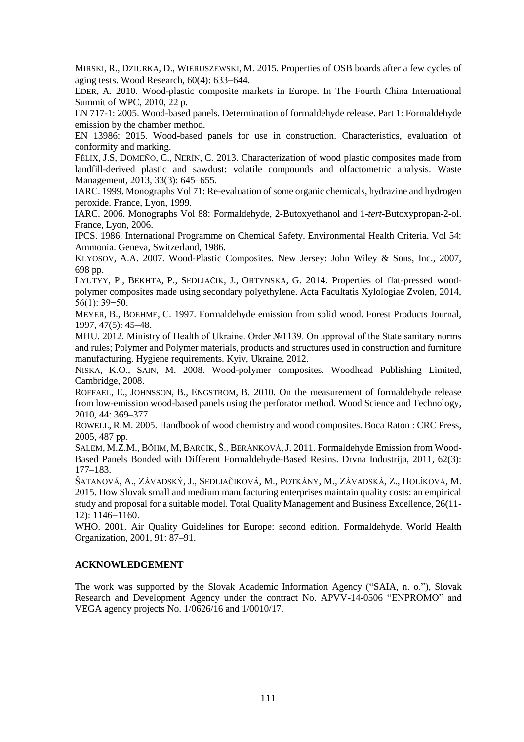MIRSKI, R., DZIURKA, D., WIERUSZEWSKI, M. 2015. Properties of OSB boards after a few cycles of aging tests. Wood Research, 60(4): 633–644.

EDER, A. 2010. Wood-plastic composite markets in Europe. In The Fourth China International Summit of WPC, 2010, 22 p.

EN 717-1: 2005. Wood-based panels. Determination of formaldehyde release. Part 1: Formaldehyde emission by the chamber method.

EN 13986: 2015. Wood-based panels for use in construction. Characteristics, evaluation of conformity and marking.

FÉLIX, J.S, DOMEÑO, C., NERÍN, C. 2013. Characterization of wood plastic composites made from landfill-derived plastic and sawdust: volatile compounds and olfactometric analysis. Waste Management, 2013, 33(3): 645–655.

IARC. 1999. Monographs Vol 71: Re-evaluation of some organic chemicals, hydrazine and hydrogen peroxide. France, Lyon, 1999.

IARC. 2006. Monographs Vol 88: Formaldehyde, 2-Butoxyethanol and 1-*tert*-Butoxypropan-2-ol. France, Lyon, 2006.

IPCS. 1986. International Programme on Chemical Safety. Environmental Health Criteria. Vol 54: Ammonia. Geneva, Switzerland, 1986.

KLYOSOV, A.A. 2007. Wood-Plastic Composites. New Jersey: John Wiley & Sons, Inc., 2007, 698 pp.

LYUTYY, P., BEKHTA, P., SEDLIAČIK, J., ORTYNSKA, G. 2014. Properties of flat-pressed wood-polymer composites made using secondary polyethylene. Acta Facultatis Xylologiae Zvolen, 2014, 56(1): 39−50.

MEYER, B., BOEHME, C. 1997. Formaldehyde emission from solid wood. Forest Products Journal, 1997, 47(5): 45–48.

MHU. 2012. Ministry of Health of Ukraine. Order №1139. On approval of the State sanitary norms and rules; Polymer and Polymer materials, products and structures used in construction and furniture manufacturing. Hygiene requirements. Kyiv, Ukraine, 2012.

NISKA, K.O., SAIN, M. 2008. Wood-polymer composites. Woodhead Publishing Limited, Cambridge, 2008.

ROFFAEL, E., JOHNSSON, B., ENGSTROM, B. 2010. On the measurement of formaldehyde release from low-emission wood-based panels using the perforator method. Wood Science and Technology, 2010, 44: 369–377.

ROWELL, R.M. 2005. Handbook of wood chemistry and wood composites. Boca Raton : CRC Press, 2005, 487 pp.

SALEM, M.Z.M., BÖHM, M, BARCÍK, Š., BERÁNKOVÁ, J. 2011. Formaldehyde Emission from Wood-Based Panels Bonded with Different Formaldehyde-Based Resins. Drvna Industrija, 2011, 62(3): 177–183.

ŠATANOVÁ, A., ZÁVADSKÝ, J., SEDLIAČIKOVÁ, M., POTKÁNY, M., ZÁVADSKÁ, Z., HOLÍKOVÁ, M. 2015. How Slovak small and medium manufacturing enterprises maintain quality costs: an empirical study and proposal for a suitable model. Total Quality Management and Business Excellence, 26(11-12): 1146−1160.

WHO. 2001. Air Quality Guidelines for Europe: second edition. Formaldehyde. World Health Organization, 2001, 91: 87–91.

## ACKNOWLEDGEMENT

The work was supported by the Slovak Academic Information Agency ("SAIA, n. o."), Slovak Research and Development Agency under the contract No. APVV-14-0506 "ENPROMO" and VEGA agency projects No. 1/0626/16 and 1/0010/17.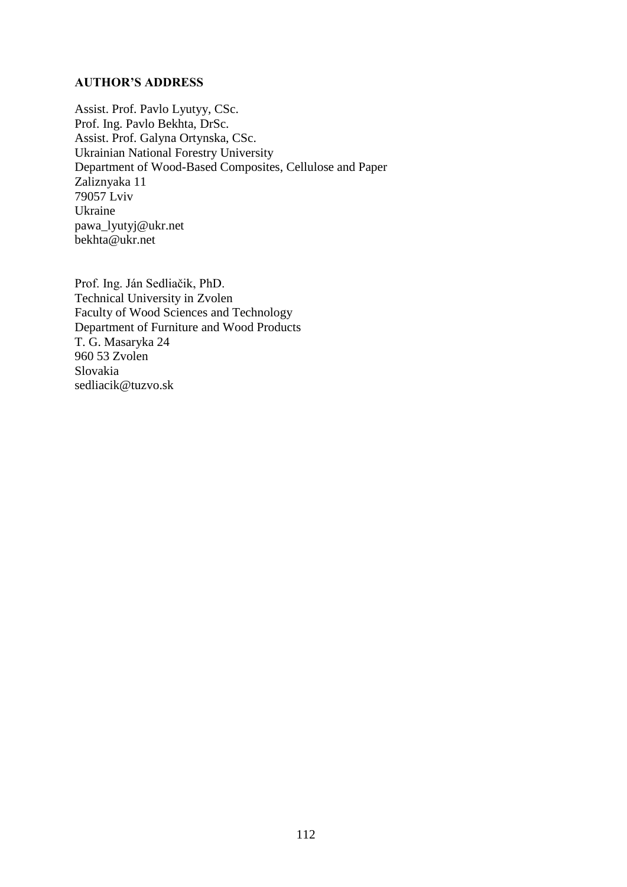## AUTHOR'S ADDRESS

Assist. Prof. Pavlo Lyutyy, CSc.
Prof. Ing. Pavlo Bekhta, DrSc.
Assist. Prof. Galyna Ortynska, CSc.
Ukrainian National Forestry University
Department of Wood-Based Composites, Cellulose and Paper
Zaliznyaka 11
79057 Lviv
Ukraine
pawa_lyutyj@ukr.net
bekhta@ukr.net

Prof. Ing. Ján Sedliačik, PhD.
Technical University in Zvolen
Faculty of Wood Sciences and Technology
Department of Furniture and Wood Products
T. G. Masaryka 24
960 53 Zvolen
Slovakia
sedliacik@tuzvo.sk